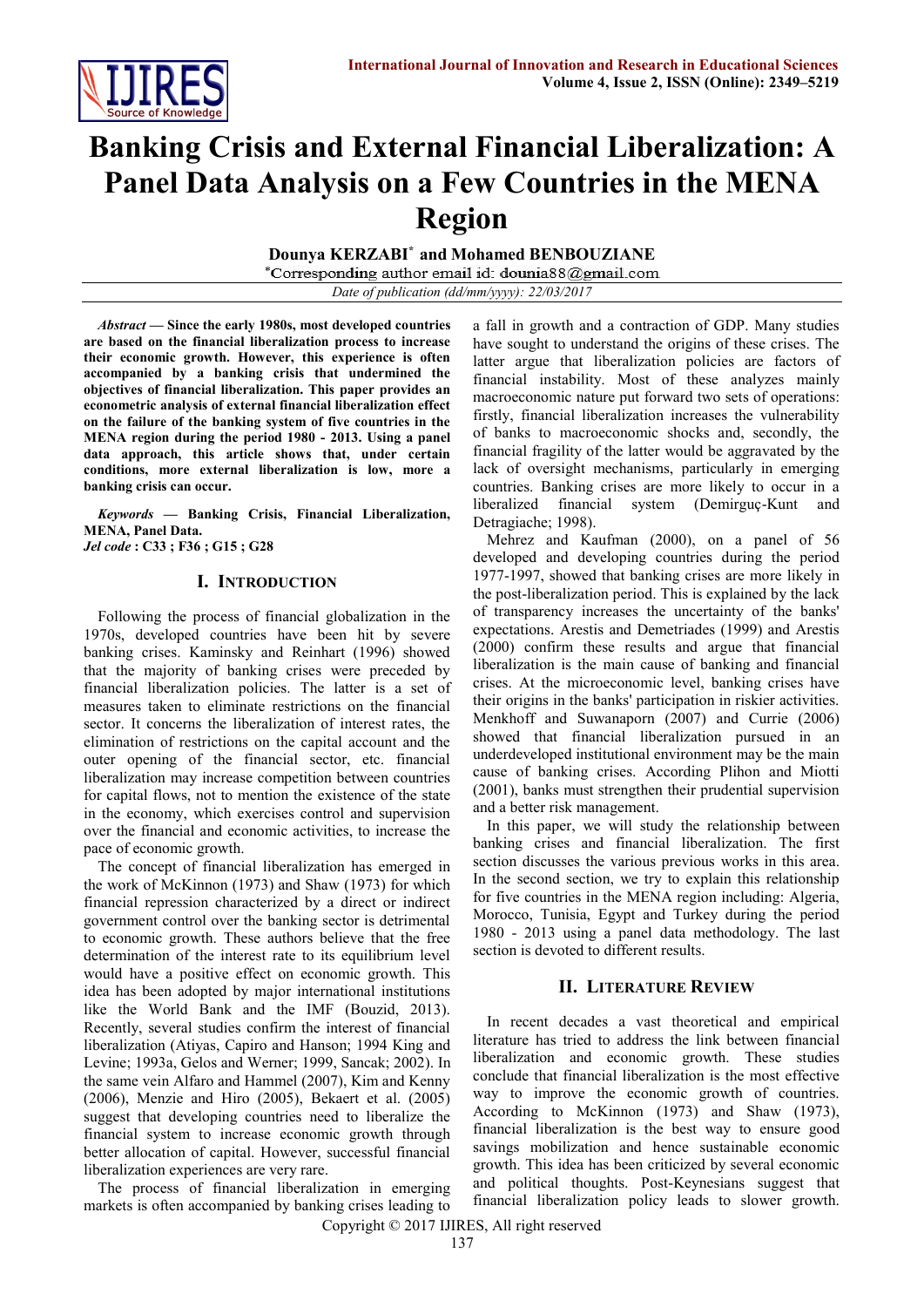# Banking Crisis and External Financial Liberalization: A Panel Data Analysis on a Few Countries in the MENA Region

**Dounya KERZABI*** **and Mohamed BENBOUZIANE**

*Corresponding author email id: dounia88@gmail.com

*Date of publication (dd/mm/yyyy): 22/03/2017*

***Abstract*** **— Since the early 1980s, most developed countries are based on the financial liberalization process to increase their economic growth. However, this experience is often accompanied by a banking crisis that undermined the objectives of financial liberalization. This paper provides an econometric analysis of external financial liberalization effect on the failure of the banking system of five countries in the MENA region during the period 1980 - 2013. Using a panel data approach, this article shows that, under certain conditions, more external liberalization is low, more a banking crisis can occur.**

***Keywords*** **— Banking Crisis, Financial Liberalization, MENA, Panel Data.**

***Jel code*** **: C33 ; F36 ; G15 ; G28**

## I. Introduction

Following the process of financial globalization in the 1970s, developed countries have been hit by severe banking crises. Kaminsky and Reinhart (1996) showed that the majority of banking crises were preceded by financial liberalization policies. The latter is a set of measures taken to eliminate restrictions on the financial sector. It concerns the liberalization of interest rates, the elimination of restrictions on the capital account and the outer opening of the financial sector, etc. financial liberalization may increase competition between countries for capital flows, not to mention the existence of the state in the economy, which exercises control and supervision over the financial and economic activities, to increase the pace of economic growth.

The concept of financial liberalization has emerged in the work of McKinnon (1973) and Shaw (1973) for which financial repression characterized by a direct or indirect government control over the banking sector is detrimental to economic growth. These authors believe that the free determination of the interest rate to its equilibrium level would have a positive effect on economic growth. This idea has been adopted by major international institutions like the World Bank and the IMF (Bouzid, 2013). Recently, several studies confirm the interest of financial liberalization (Atiyas, Capiro and Hanson; 1994 King and Levine; 1993a, Gelos and Werner; 1999, Sancak; 2002). In the same vein Alfaro and Hammel (2007), Kim and Kenny (2006), Menzie and Hiro (2005), Bekaert et al. (2005) suggest that developing countries need to liberalize the financial system to increase economic growth through better allocation of capital. However, successful financial liberalization experiences are very rare.

The process of financial liberalization in emerging markets is often accompanied by banking crises leading to a fall in growth and a contraction of GDP. Many studies have sought to understand the origins of these crises. The latter argue that liberalization policies are factors of financial instability. Most of these analyzes mainly macroeconomic nature put forward two sets of operations: firstly, financial liberalization increases the vulnerability of banks to macroeconomic shocks and, secondly, the financial fragility of the latter would be aggravated by the lack of oversight mechanisms, particularly in emerging countries. Banking crises are more likely to occur in a liberalized financial system (Demirguç-Kunt and Detragiache; 1998).

Mehrez and Kaufman (2000), on a panel of 56 developed and developing countries during the period 1977-1997, showed that banking crises are more likely in the post-liberalization period. This is explained by the lack of transparency increases the uncertainty of the banks' expectations. Arestis and Demetriades (1999) and Arestis (2000) confirm these results and argue that financial liberalization is the main cause of banking and financial crises. At the microeconomic level, banking crises have their origins in the banks' participation in riskier activities. Menkhoff and Suwanaporn (2007) and Currie (2006) showed that financial liberalization pursued in an underdeveloped institutional environment may be the main cause of banking crises. According Plihon and Miotti (2001), banks must strengthen their prudential supervision and a better risk management.

In this paper, we will study the relationship between banking crises and financial liberalization. The first section discusses the various previous works in this area. In the second section, we try to explain this relationship for five countries in the MENA region including: Algeria, Morocco, Tunisia, Egypt and Turkey during the period 1980 - 2013 using a panel data methodology. The last section is devoted to different results.

## II. Literature Review

In recent decades a vast theoretical and empirical literature has tried to address the link between financial liberalization and economic growth. These studies conclude that financial liberalization is the most effective way to improve the economic growth of countries. According to McKinnon (1973) and Shaw (1973), financial liberalization is the best way to ensure good savings mobilization and hence sustainable economic growth. This idea has been criticized by several economic and political thoughts. Post-Keynesians suggest that financial liberalization policy leads to slower growth.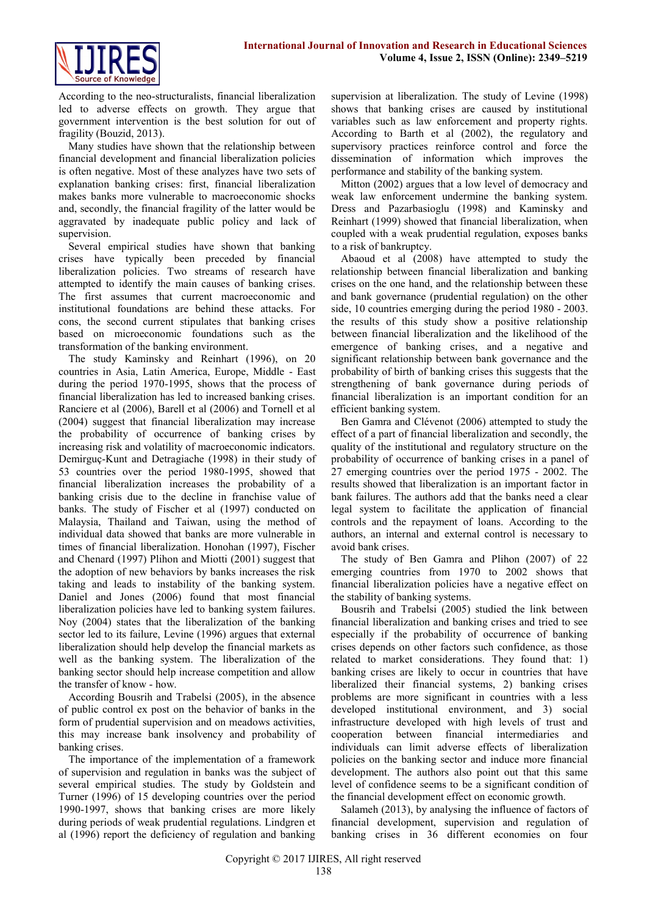According to the neo-structuralists, financial liberalization led to adverse effects on growth. They argue that government intervention is the best solution for out of fragility (Bouzid, 2013).

Many studies have shown that the relationship between financial development and financial liberalization policies is often negative. Most of these analyzes have two sets of explanation banking crises: first, financial liberalization makes banks more vulnerable to macroeconomic shocks and, secondly, the financial fragility of the latter would be aggravated by inadequate public policy and lack of supervision.

Several empirical studies have shown that banking crises have typically been preceded by financial liberalization policies. Two streams of research have attempted to identify the main causes of banking crises. The first assumes that current macroeconomic and institutional foundations are behind these attacks. For cons, the second current stipulates that banking crises based on microeconomic foundations such as the transformation of the banking environment.

The study Kaminsky and Reinhart (1996), on 20 countries in Asia, Latin America, Europe, Middle - East during the period 1970-1995, shows that the process of financial liberalization has led to increased banking crises. Ranciere et al (2006), Barell et al (2006) and Tornell et al (2004) suggest that financial liberalization may increase the probability of occurrence of banking crises by increasing risk and volatility of macroeconomic indicators. Demirguç-Kunt and Detragiache (1998) in their study of 53 countries over the period 1980-1995, showed that financial liberalization increases the probability of a banking crisis due to the decline in franchise value of banks. The study of Fischer et al (1997) conducted on Malaysia, Thailand and Taiwan, using the method of individual data showed that banks are more vulnerable in times of financial liberalization. Honohan (1997), Fischer and Chenard (1997) Plihon and Miotti (2001) suggest that the adoption of new behaviors by banks increases the risk taking and leads to instability of the banking system. Daniel and Jones (2006) found that most financial liberalization policies have led to banking system failures. Noy (2004) states that the liberalization of the banking sector led to its failure, Levine (1996) argues that external liberalization should help develop the financial markets as well as the banking system. The liberalization of the banking sector should help increase competition and allow the transfer of know - how.

According Bousrih and Trabelsi (2005), in the absence of public control ex post on the behavior of banks in the form of prudential supervision and on meadows activities, this may increase bank insolvency and probability of banking crises.

The importance of the implementation of a framework of supervision and regulation in banks was the subject of several empirical studies. The study by Goldstein and Turner (1996) of 15 developing countries over the period 1990-1997, shows that banking crises are more likely during periods of weak prudential regulations. Lindgren et al (1996) report the deficiency of regulation and banking supervision at liberalization. The study of Levine (1998) shows that banking crises are caused by institutional variables such as law enforcement and property rights. According to Barth et al (2002), the regulatory and supervisory practices reinforce control and force the dissemination of information which improves the performance and stability of the banking system.

Mitton (2002) argues that a low level of democracy and weak law enforcement undermine the banking system. Dress and Pazarbasioglu (1998) and Kaminsky and Reinhart (1999) showed that financial liberalization, when coupled with a weak prudential regulation, exposes banks to a risk of bankruptcy.

Abaoud et al (2008) have attempted to study the relationship between financial liberalization and banking crises on the one hand, and the relationship between these and bank governance (prudential regulation) on the other side, 10 countries emerging during the period 1980 - 2003. the results of this study show a positive relationship between financial liberalization and the likelihood of the emergence of banking crises, and a negative and significant relationship between bank governance and the probability of birth of banking crises this suggests that the strengthening of bank governance during periods of financial liberalization is an important condition for an efficient banking system.

Ben Gamra and Clévenot (2006) attempted to study the effect of a part of financial liberalization and secondly, the quality of the institutional and regulatory structure on the probability of occurrence of banking crises in a panel of 27 emerging countries over the period 1975 - 2002. The results showed that liberalization is an important factor in bank failures. The authors add that the banks need a clear legal system to facilitate the application of financial controls and the repayment of loans. According to the authors, an internal and external control is necessary to avoid bank crises.

The study of Ben Gamra and Plihon (2007) of 22 emerging countries from 1970 to 2002 shows that financial liberalization policies have a negative effect on the stability of banking systems.

Bousrih and Trabelsi (2005) studied the link between financial liberalization and banking crises and tried to see especially if the probability of occurrence of banking crises depends on other factors such confidence, as those related to market considerations. They found that: 1) banking crises are likely to occur in countries that have liberalized their financial systems, 2) banking crises problems are more significant in countries with a less developed institutional environment, and 3) social infrastructure developed with high levels of trust and cooperation between financial intermediaries and individuals can limit adverse effects of liberalization policies on the banking sector and induce more financial development. The authors also point out that this same level of confidence seems to be a significant condition of the financial development effect on economic growth.

Salameh (2013), by analysing the influence of factors of financial development, supervision and regulation of banking crises in 36 different economies on four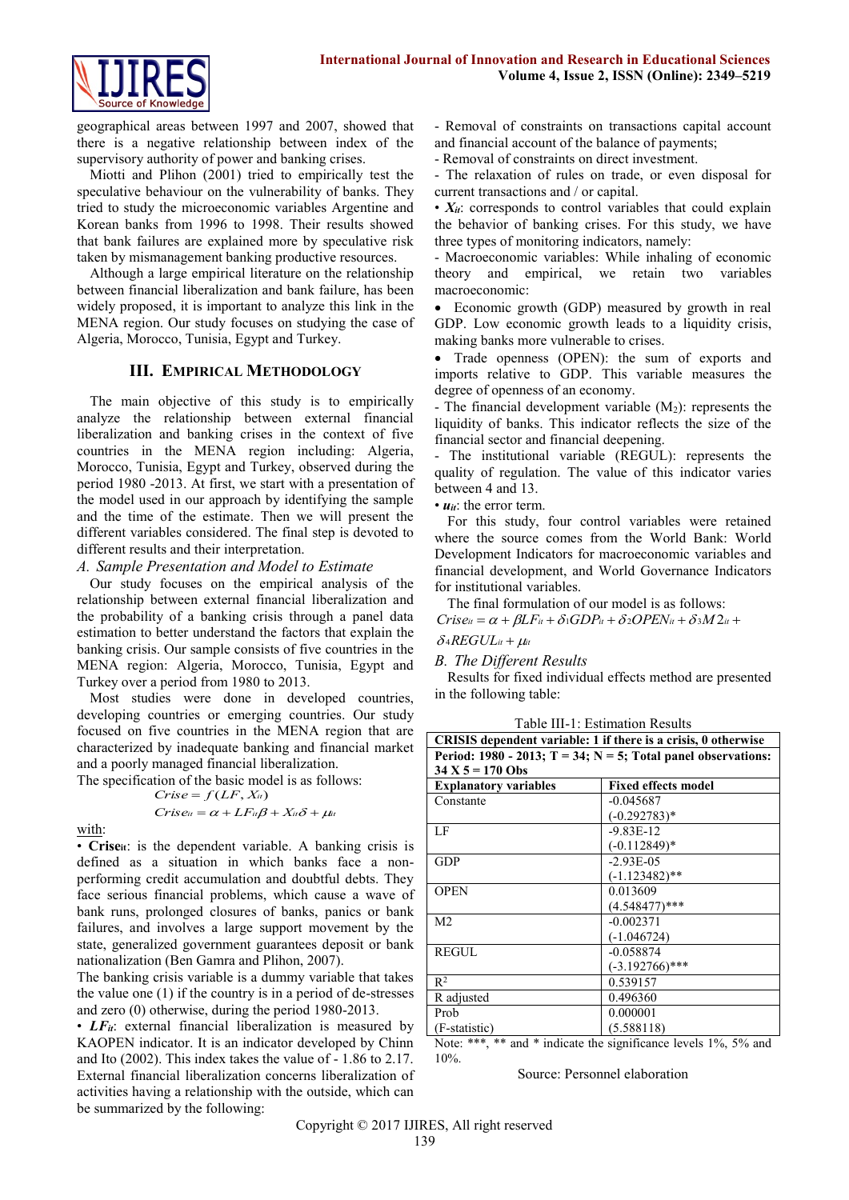geographical areas between 1997 and 2007, showed that there is a negative relationship between index of the supervisory authority of power and banking crises.

Miotti and Plihon (2001) tried to empirically test the speculative behaviour on the vulnerability of banks. They tried to study the microeconomic variables Argentine and Korean banks from 1996 to 1998. Their results showed that bank failures are explained more by speculative risk taken by mismanagement banking productive resources.

Although a large empirical literature on the relationship between financial liberalization and bank failure, has been widely proposed, it is important to analyze this link in the MENA region. Our study focuses on studying the case of Algeria, Morocco, Tunisia, Egypt and Turkey.

## III. Empirical Methodology

The main objective of this study is to empirically analyze the relationship between external financial liberalization and banking crises in the context of five countries in the MENA region including: Algeria, Morocco, Tunisia, Egypt and Turkey, observed during the period 1980 -2013. At first, we start with a presentation of the model used in our approach by identifying the sample and the time of the estimate. Then we will present the different variables considered. The final step is devoted to different results and their interpretation.

### *A. Sample Presentation and Model to Estimate*

Our study focuses on the empirical analysis of the relationship between external financial liberalization and the probability of a banking crisis through a panel data estimation to better understand the factors that explain the banking crisis. Our sample consists of five countries in the MENA region: Algeria, Morocco, Tunisia, Egypt and Turkey over a period from 1980 to 2013.

Most studies were done in developed countries, developing countries or emerging countries. Our study focused on five countries in the MENA region that are characterized by inadequate banking and financial market and a poorly managed financial liberalization.

The specification of the basic model is as follows:

$$Crise = f(LF, X_{it})$$

$$Crise_{it} = \alpha + LF_{it}\beta + X_{it}\delta + \mu_{it}$$

with:

- **Crise**$_{it}$: is the dependent variable. A banking crisis is defined as a situation in which banks face a non-performing credit accumulation and doubtful debts. They face serious financial problems, which cause a wave of bank runs, prolonged closures of banks, panics or bank failures, and involves a large support movement by the state, generalized government guarantees deposit or bank nationalization (Ben Gamra and Plihon, 2007).

The banking crisis variable is a dummy variable that takes the value one (1) if the country is in a period of de-stresses and zero (0) otherwise, during the period 1980-2013.

- $LF_{it}$: external financial liberalization is measured by KAOPEN indicator. It is an indicator developed by Chinn and Ito (2002). This index takes the value of - 1.86 to 2.17. External financial liberalization concerns liberalization of activities having a relationship with the outside, which can be summarized by the following:

- Removal of constraints on transactions capital account and financial account of the balance of payments;
- Removal of constraints on direct investment.
- The relaxation of rules on trade, or even disposal for current transactions and / or capital.

- $X_{it}$: corresponds to control variables that could explain the behavior of banking crises. For this study, we have three types of monitoring indicators, namely:

- Macroeconomic variables: While inhaling of economic theory and empirical, we retain two variables macroeconomic:
  - Economic growth (GDP) measured by growth in real GDP. Low economic growth leads to a liquidity crisis, making banks more vulnerable to crises.
  - Trade openness (OPEN): the sum of exports and imports relative to GDP. This variable measures the degree of openness of an economy.
- The financial development variable ($M_2$): represents the liquidity of banks. This indicator reflects the size of the financial sector and financial deepening.
- The institutional variable (REGUL): represents the quality of regulation. The value of this indicator varies between 4 and 13.

- $u_{it}$: the error term.

For this study, four control variables were retained where the source comes from the World Bank: World Development Indicators for macroeconomic variables and financial development, and World Governance Indicators for institutional variables.

The final formulation of our model is as follows:

$$Crise_{it} = \alpha + \beta LF_{it} + \delta_1 GDP_{it} + \delta_2 OPEN_{it} + \delta_3 M2_{it} + \delta_4 REGUL_{it} + \mu_{it}$$

### *B. The Different Results*

Results for fixed individual effects method are presented in the following table:

Table III-1: Estimation Results

| CRISIS dependent variable: 1 if there is a crisis, 0 otherwise | |
|---|---|
| Period: 1980 - 2013; T = 34; N = 5; Total panel observations: 34 X 5 = 170 Obs | |
| **Explanatory variables** | **Fixed effects model** |
| Constante | -0.045687 (-0.292783)* |
| LF | -9.83E-12 (-0.112849)* |
| GDP | -2.93E-05 (-1.123482)** |
| OPEN | 0.013609 (4.548477)*** |
| M2 | -0.002371 (-1.046724) |
| REGUL | -0.058874 (-3.192766)*** |
| $R^2$ | 0.539157 |
| R adjusted | 0.496360 |
| Prob (F-statistic) | 0.000001 (5.588118) |

Note: ***, ** and * indicate the significance levels 1%, 5% and 10%.

Source: Personnel elaboration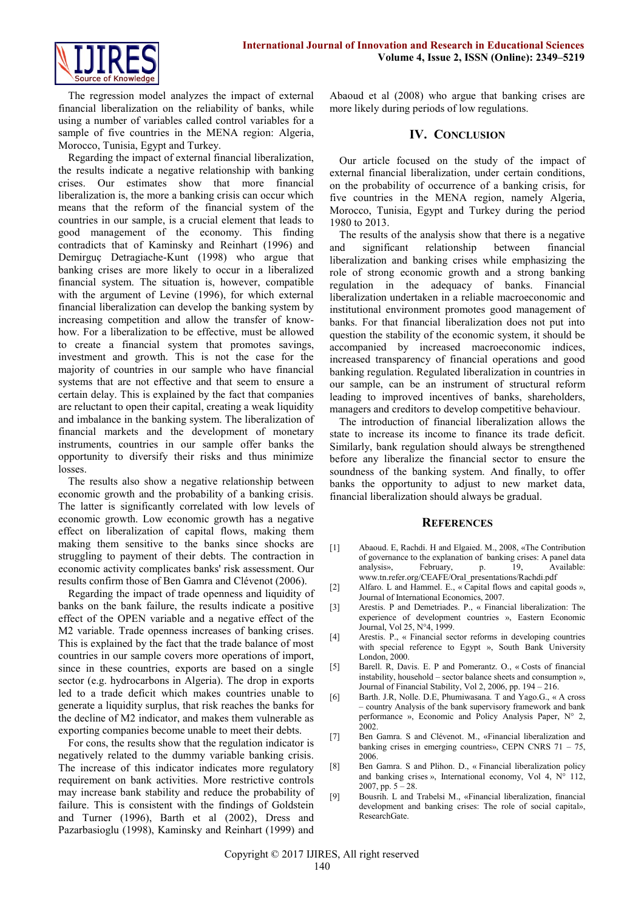The regression model analyzes the impact of external financial liberalization on the reliability of banks, while using a number of variables called control variables for a sample of five countries in the MENA region: Algeria, Morocco, Tunisia, Egypt and Turkey.

Regarding the impact of external financial liberalization, the results indicate a negative relationship with banking crises. Our estimates show that more financial liberalization is, the more a banking crisis can occur which means that the reform of the financial system of the countries in our sample, is a crucial element that leads to good management of the economy. This finding contradicts that of Kaminsky and Reinhart (1996) and Demirguç Detragiache-Kunt (1998) who argue that banking crises are more likely to occur in a liberalized financial system. The situation is, however, compatible with the argument of Levine (1996), for which external financial liberalization can develop the banking system by increasing competition and allow the transfer of know-how. For a liberalization to be effective, must be allowed to create a financial system that promotes savings, investment and growth. This is not the case for the majority of countries in our sample who have financial systems that are not effective and that seem to ensure a certain delay. This is explained by the fact that companies are reluctant to open their capital, creating a weak liquidity and imbalance in the banking system. The liberalization of financial markets and the development of monetary instruments, countries in our sample offer banks the opportunity to diversify their risks and thus minimize losses.

The results also show a negative relationship between economic growth and the probability of a banking crisis. The latter is significantly correlated with low levels of economic growth. Low economic growth has a negative effect on liberalization of capital flows, making them making them sensitive to the banks since shocks are struggling to payment of their debts. The contraction in economic activity complicates banks' risk assessment. Our results confirm those of Ben Gamra and Clévenot (2006).

Regarding the impact of trade openness and liquidity of banks on the bank failure, the results indicate a positive effect of the OPEN variable and a negative effect of the M2 variable. Trade openness increases of banking crises. This is explained by the fact that the trade balance of most countries in our sample covers more operations of import, since in these countries, exports are based on a single sector (e.g. hydrocarbons in Algeria). The drop in exports led to a trade deficit which makes countries unable to generate a liquidity surplus, that risk reaches the banks for the decline of M2 indicator, and makes them vulnerable as exporting companies become unable to meet their debts.

For cons, the results show that the regulation indicator is negatively related to the dummy variable banking crisis. The increase of this indicator indicates more regulatory requirement on bank activities. More restrictive controls may increase bank stability and reduce the probability of failure. This is consistent with the findings of Goldstein and Turner (1996), Barth et al (2002), Dress and Pazarbasioglu (1998), Kaminsky and Reinhart (1999) and Abaoud et al (2008) who argue that banking crises are more likely during periods of low regulations.

## IV. Conclusion

Our article focused on the study of the impact of external financial liberalization, under certain conditions, on the probability of occurrence of a banking crisis, for five countries in the MENA region, namely Algeria, Morocco, Tunisia, Egypt and Turkey during the period 1980 to 2013.

The results of the analysis show that there is a negative and significant relationship between financial liberalization and banking crises while emphasizing the role of strong economic growth and a strong banking regulation in the adequacy of banks. Financial liberalization undertaken in a reliable macroeconomic and institutional environment promotes good management of banks. For that financial liberalization does not put into question the stability of the economic system, it should be accompanied by increased macroeconomic indices, increased transparency of financial operations and good banking regulation. Regulated liberalization in countries in our sample, can be an instrument of structural reform leading to improved incentives of banks, shareholders, managers and creditors to develop competitive behaviour.

The introduction of financial liberalization allows the state to increase its income to finance its trade deficit. Similarly, bank regulation should always be strengthened before any liberalize the financial sector to ensure the soundness of the banking system. And finally, to offer banks the opportunity to adjust to new market data, financial liberalization should always be gradual.

## References

[1] Abaoud. E, Rachdi. H and Elgaied. M., 2008, «The Contribution of governance to the explanation of banking crises: A panel data analysis», February, p. 19, Available: www.tn.refer.org/CEAFE/Oral_presentations/Rachdi.pdf

[2] Alfaro. L and Hammel. E., « Capital flows and capital goods », Journal of International Economics, 2007.

[3] Arestis. P and Demetriades. P., « Financial liberalization: The experience of development countries », Eastern Economic Journal, Vol 25, N°4, 1999.

[4] Arestis. P., « Financial sector reforms in developing countries with special reference to Egypt », South Bank University London, 2000.

[5] Barell. R, Davis. E. P and Pomerantz. O., « Costs of financial instability, household – sector balance sheets and consumption », Journal of Financial Stability, Vol 2, 2006, pp. 194 – 216.

[6] Barth. J.R, Nolle. D.E, Phumiwasana. T and Yago.G., « A cross – country Analysis of the bank supervisory framework and bank performance », Economic and Policy Analysis Paper, N° 2, 2002.

[7] Ben Gamra. S and Clévenot. M., «Financial liberalization and banking crises in emerging countries», CEPN CNRS 71 – 75, 2006.

[8] Ben Gamra. S and Plihon. D., « Financial liberalization policy and banking crises », International economy, Vol 4, N° 112, 2007, pp. 5 – 28.

[9] Bousrih. L and Trabelsi M., «Financial liberalization, financial development and banking crises: The role of social capital», ResearchGate.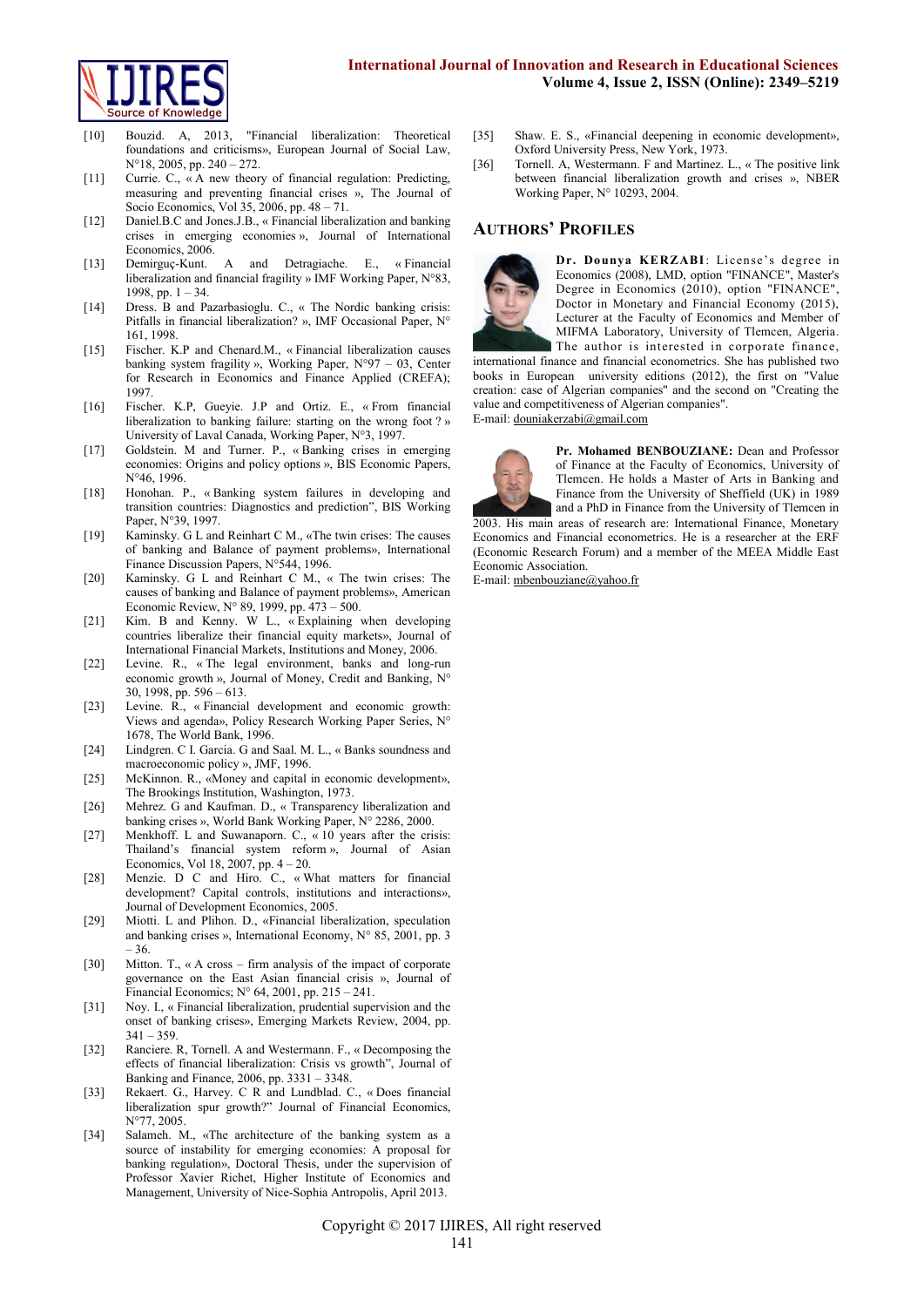[10] Bouzid. A, 2013, "Financial liberalization: Theoretical foundations and criticisms», European Journal of Social Law, N°18, 2005, pp. 240 – 272.

[11] Currie. C., « A new theory of financial regulation: Predicting, measuring and preventing financial crises », The Journal of Socio Economics, Vol 35, 2006, pp. 48 – 71.

[12] Daniel.B.C and Jones.J.B., « Financial liberalization and banking crises in emerging economies », Journal of International Economics, 2006.

[13] Demirguç-Kunt. A and Detragiache. E., « Financial liberalization and financial fragility » IMF Working Paper, N°83, 1998, pp. 1 – 34.

[14] Dress. B and Pazarbasioglu. C., « The Nordic banking crisis: Pitfalls in financial liberalization? », IMF Occasional Paper, N° 161, 1998.

[15] Fischer. K.P and Chenard.M., « Financial liberalization causes banking system fragility », Working Paper, N°97 – 03, Center for Research in Economics and Finance Applied (CREFA); 1997.

[16] Fischer. K.P, Gueyie. J.P and Ortiz. E., « From financial liberalization to banking failure: starting on the wrong foot ? » University of Laval Canada, Working Paper, N°3, 1997.

[17] Goldstein. M and Turner. P., « Banking crises in emerging economies: Origins and policy options », BIS Economic Papers, N°46, 1996.

[18] Honohan. P., « Banking system failures in developing and transition countries: Diagnostics and prediction", BIS Working Paper, N°39, 1997.

[19] Kaminsky. G L and Reinhart C M., «The twin crises: The causes of banking and Balance of payment problems», International Finance Discussion Papers, N°544, 1996.

[20] Kaminsky. G L and Reinhart C M., « The twin crises: The causes of banking and Balance of payment problems», American Economic Review, N° 89, 1999, pp. 473 – 500.

[21] Kim. B and Kenny. W L., « Explaining when developing countries liberalize their financial equity markets», Journal of International Financial Markets, Institutions and Money, 2006.

[22] Levine. R., « The legal environment, banks and long-run economic growth », Journal of Money, Credit and Banking, N° 30, 1998, pp. 596 – 613.

[23] Levine. R., « Financial development and economic growth: Views and agenda», Policy Research Working Paper Series, N° 1678, The World Bank, 1996.

[24] Lindgren. C I. Garcia. G and Saal. M. L., « Banks soundness and macroeconomic policy », JMF, 1996.

[25] McKinnon. R., «Money and capital in economic development», The Brookings Institution, Washington, 1973.

[26] Mehrez. G and Kaufman. D., « Transparency liberalization and banking crises », World Bank Working Paper, N° 2286, 2000.

[27] Menkhoff. L and Suwanaporn. C., « 10 years after the crisis: Thailand's financial system reform », Journal of Asian Economics, Vol 18, 2007, pp. 4 – 20.

[28] Menzie. D C and Hiro. C., « What matters for financial development? Capital controls, institutions and interactions», Journal of Development Economics, 2005.

[29] Miotti. L and Plihon. D., «Financial liberalization, speculation and banking crises », International Economy, N° 85, 2001, pp. 3 – 36.

[30] Mitton. T., « A cross – firm analysis of the impact of corporate governance on the East Asian financial crisis », Journal of Financial Economics; N° 64, 2001, pp. 215 – 241.

[31] Noy. I., « Financial liberalization, prudential supervision and the onset of banking crises», Emerging Markets Review, 2004, pp. 341 – 359.

[32] Ranciere. R, Tornell. A and Westermann. F., « Decomposing the effects of financial liberalization: Crisis vs growth", Journal of Banking and Finance, 2006, pp. 3331 – 3348.

[33] Rekaert. G., Harvey. C R and Lundblad. C., « Does financial liberalization spur growth?" Journal of Financial Economics, N°77, 2005.

[34] Salameh. M., «The architecture of the banking system as a source of instability for emerging economies: A proposal for banking regulation», Doctoral Thesis, under the supervision of Professor Xavier Richet, Higher Institute of Economics and Management, University of Nice-Sophia Antropolis, April 2013.

[35] Shaw. E. S., «Financial deepening in economic development», Oxford University Press, New York, 1973.

[36] Tornell. A, Westermann. F and Martinez. L., « The positive link between financial liberalization growth and crises », NBER Working Paper, N° 10293, 2004.

## Authors' Profiles

**Dr. Dounya KERZABI**: License's degree in Economics (2008), LMD, option "FINANCE", Master's Degree in Economics (2010), option "FINANCE", Doctor in Monetary and Financial Economy (2015), Lecturer at the Faculty of Economics and Member of MIFMA Laboratory, University of Tlemcen, Algeria. The author is interested in corporate finance, international finance and financial econometrics. She has published two books in European university editions (2012), the first on "Value creation: case of Algerian companies" and the second on "Creating the value and competitiveness of Algerian companies".
E-mail: douniakerzabi@gmail.com

**Pr. Mohamed BENBOUZIANE:** Dean and Professor of Finance at the Faculty of Economics, University of Tlemcen. He holds a Master of Arts in Banking and Finance from the University of Sheffield (UK) in 1989 and a PhD in Finance from the University of Tlemcen in 2003. His main areas of research are: International Finance, Monetary Economics and Financial econometrics. He is a researcher at the ERF (Economic Research Forum) and a member of the MEEA Middle East Economic Association.
E-mail: mbenbouziane@yahoo.fr